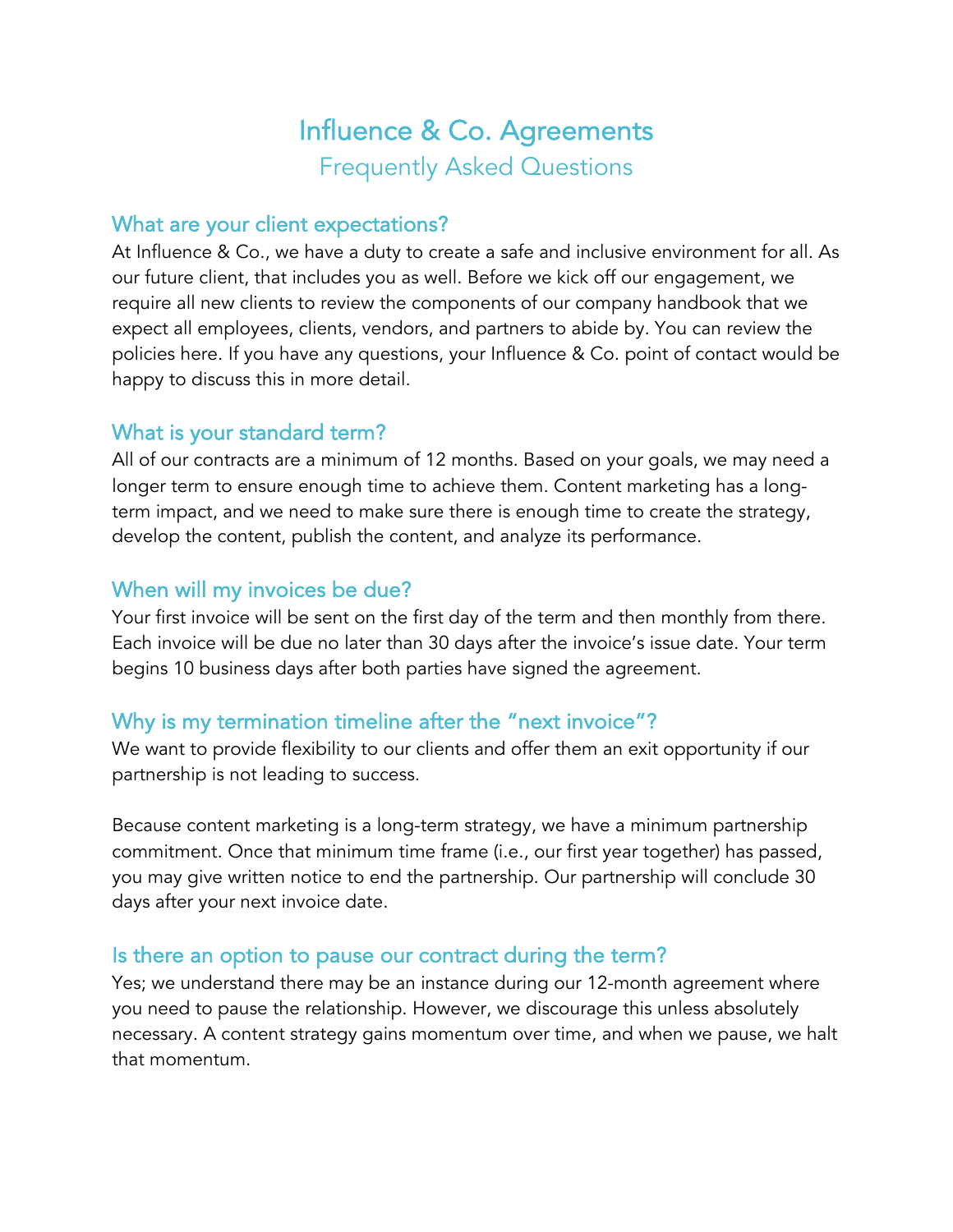# Influence & Co. Agreements

## Frequently Asked Questions

### What are your client expectations?

At Influence & Co., we have a duty to create a safe and inclusive environment for all. As our future client, that includes you as well. Before we kick off our engagement, we require all new clients to review the components of our company handbook that we expect all employees, clients, vendors, and partners to abide by. You can review the policies here. If you have any questions, your Influence & Co. point of contact would be happy to discuss this in more detail.

### What is your standard term?

All of our contracts are a minimum of 12 months. Based on your goals, we may need a longer term to ensure enough time to achieve them. Content marketing has a long-term impact, and we need to make sure there is enough time to create the strategy, develop the content, publish the content, and analyze its performance.

### When will my invoices be due?

Your first invoice will be sent on the first day of the term and then monthly from there. Each invoice will be due no later than 30 days after the invoice's issue date. Your term begins 10 business days after both parties have signed the agreement.

### Why is my termination timeline after the "next invoice"?

We want to provide flexibility to our clients and offer them an exit opportunity if our partnership is not leading to success.

Because content marketing is a long-term strategy, we have a minimum partnership commitment. Once that minimum time frame (i.e., our first year together) has passed, you may give written notice to end the partnership. Our partnership will conclude 30 days after your next invoice date.

### Is there an option to pause our contract during the term?

Yes; we understand there may be an instance during our 12-month agreement where you need to pause the relationship. However, we discourage this unless absolutely necessary. A content strategy gains momentum over time, and when we pause, we halt that momentum.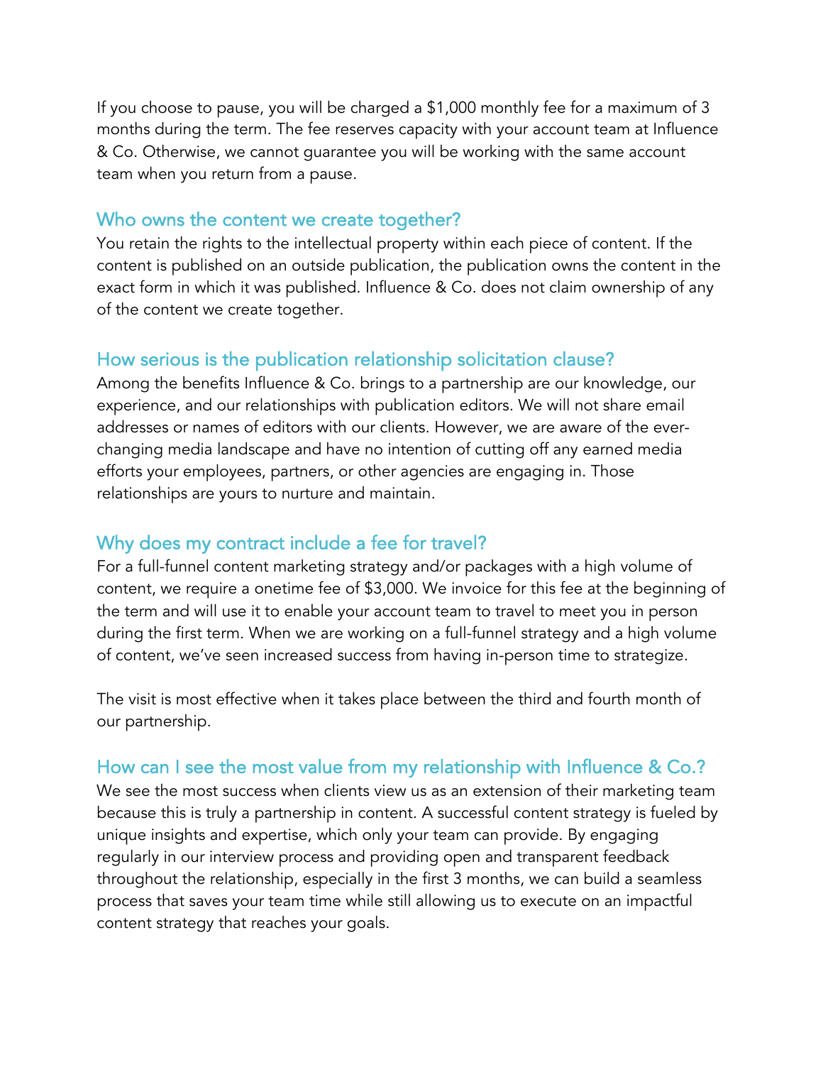If you choose to pause, you will be charged a $1,000 monthly fee for a maximum of 3 months during the term. The fee reserves capacity with your account team at Influence & Co. Otherwise, we cannot guarantee you will be working with the same account team when you return from a pause.

## Who owns the content we create together?

You retain the rights to the intellectual property within each piece of content. If the content is published on an outside publication, the publication owns the content in the exact form in which it was published. Influence & Co. does not claim ownership of any of the content we create together.

## How serious is the publication relationship solicitation clause?

Among the benefits Influence & Co. brings to a partnership are our knowledge, our experience, and our relationships with publication editors. We will not share email addresses or names of editors with our clients. However, we are aware of the ever-changing media landscape and have no intention of cutting off any earned media efforts your employees, partners, or other agencies are engaging in. Those relationships are yours to nurture and maintain.

## Why does my contract include a fee for travel?

For a full-funnel content marketing strategy and/or packages with a high volume of content, we require a onetime fee of $3,000. We invoice for this fee at the beginning of the term and will use it to enable your account team to travel to meet you in person during the first term. When we are working on a full-funnel strategy and a high volume of content, we've seen increased success from having in-person time to strategize.

The visit is most effective when it takes place between the third and fourth month of our partnership.

## How can I see the most value from my relationship with Influence & Co.?

We see the most success when clients view us as an extension of their marketing team because this is truly a partnership in content. A successful content strategy is fueled by unique insights and expertise, which only your team can provide. By engaging regularly in our interview process and providing open and transparent feedback throughout the relationship, especially in the first 3 months, we can build a seamless process that saves your team time while still allowing us to execute on an impactful content strategy that reaches your goals.